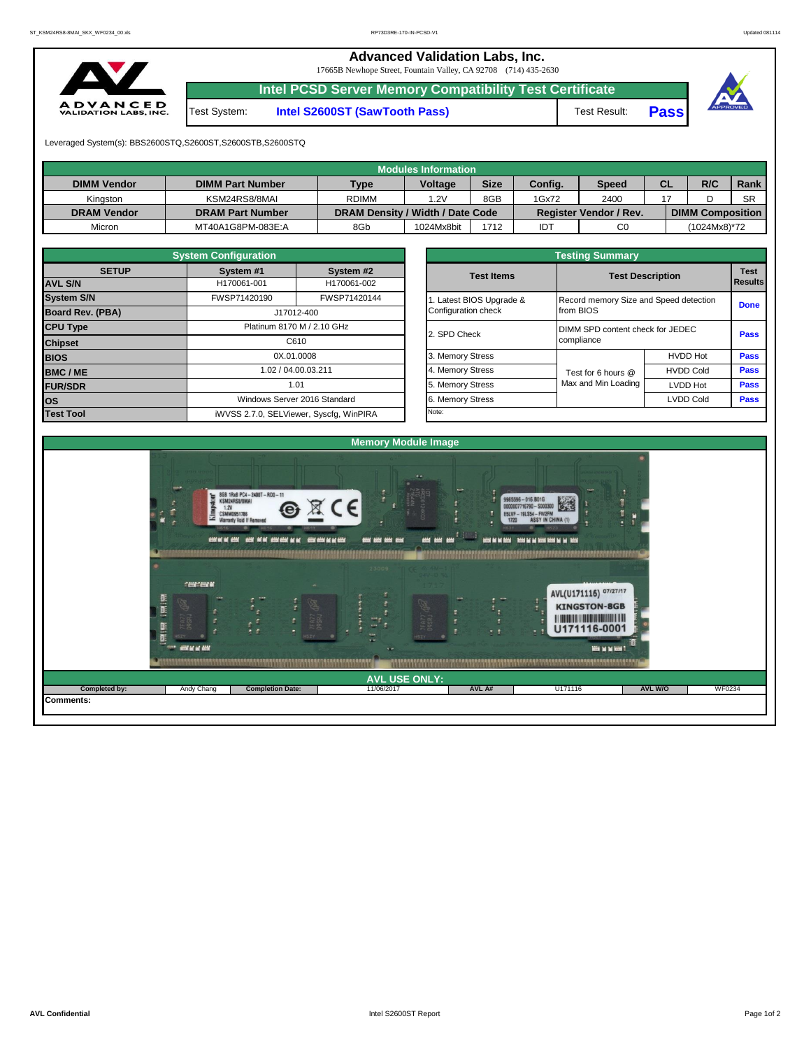# Advanced Validation Labs, Inc.

17665B Newhope Street, Fountain Valley, CA 92708 (714) 435-2630

## Intel PCSD Server Memory Compatibility Test Certificate

| Test System: | Intel S2600ST (SawTooth Pass) | Test Result: | Pass |
|---|---|---|---|

Leveraged System(s): BBS2600STQ,S2600ST,S2600STB,S2600STQ

**Modules Information**

| DIMM Vendor | DIMM Part Number | Type | Voltage | Size | Config. | Speed | CL | R/C | Rank |
|---|---|---|---|---|---|---|---|---|---|
| Kingston | KSM24RS8/8MAI | RDIMM | 1.2V | 8GB | 1Gx72 | 2400 | 17 | D | SR |
| **DRAM Vendor** | **DRAM Part Number** | **DRAM Density / Width / Date Code** | | | **Register Vendor / Rev.** | | **DIMM Composition** | | |
| Micron | MT40A1G8PM-083E:A | 8Gb | 1024Mx8bit | 1712 | IDT | C0 | (1024Mx8)*72 | | |

**System Configuration**

| SETUP | System #1 | System #2 |
|---|---|---|
| AVL S/N | H170061-001 | H170061-002 |
| System S/N | FWSP71420190 | FWSP71420144 |
| Board Rev. (PBA) | J17012-400 | |
| CPU Type | Platinum 8170 M / 2.10 GHz | |
| Chipset | C610 | |
| BIOS | 0X.01.0008 | |
| BMC / ME | 1.02 / 04.00.03.211 | |
| FUR/SDR | 1.01 | |
| OS | Windows Server 2016 Standard | |
| Test Tool | iWVSS 2.7.0, SELViewer, Syscfg, WinPIRA | |

**Testing Summary**

| Test Items | Test Description | | Test Results |
|---|---|---|---|
| 1. Latest BIOS Upgrade & Configuration check | Record memory Size and Speed detection from BIOS | | Done |
| 2. SPD Check | DIMM SPD content check for JEDEC compliance | | Pass |
| 3. Memory Stress | Test for 6 hours @ Max and Min Loading | HVDD Hot | Pass |
| 4. Memory Stress | | HVDD Cold | Pass |
| 5. Memory Stress | | LVDD Hot | Pass |
| 6. Memory Stress | | LVDD Cold | Pass |

Note:

**Memory Module Image**

**AVL USE ONLY:**

| Completed by: | Andy Chang | Completion Date: | 11/06/2017 | AVL A#: | U171116 | AVL W/O | WF0234 |
|---|---|---|---|---|---|---|---|

Comments: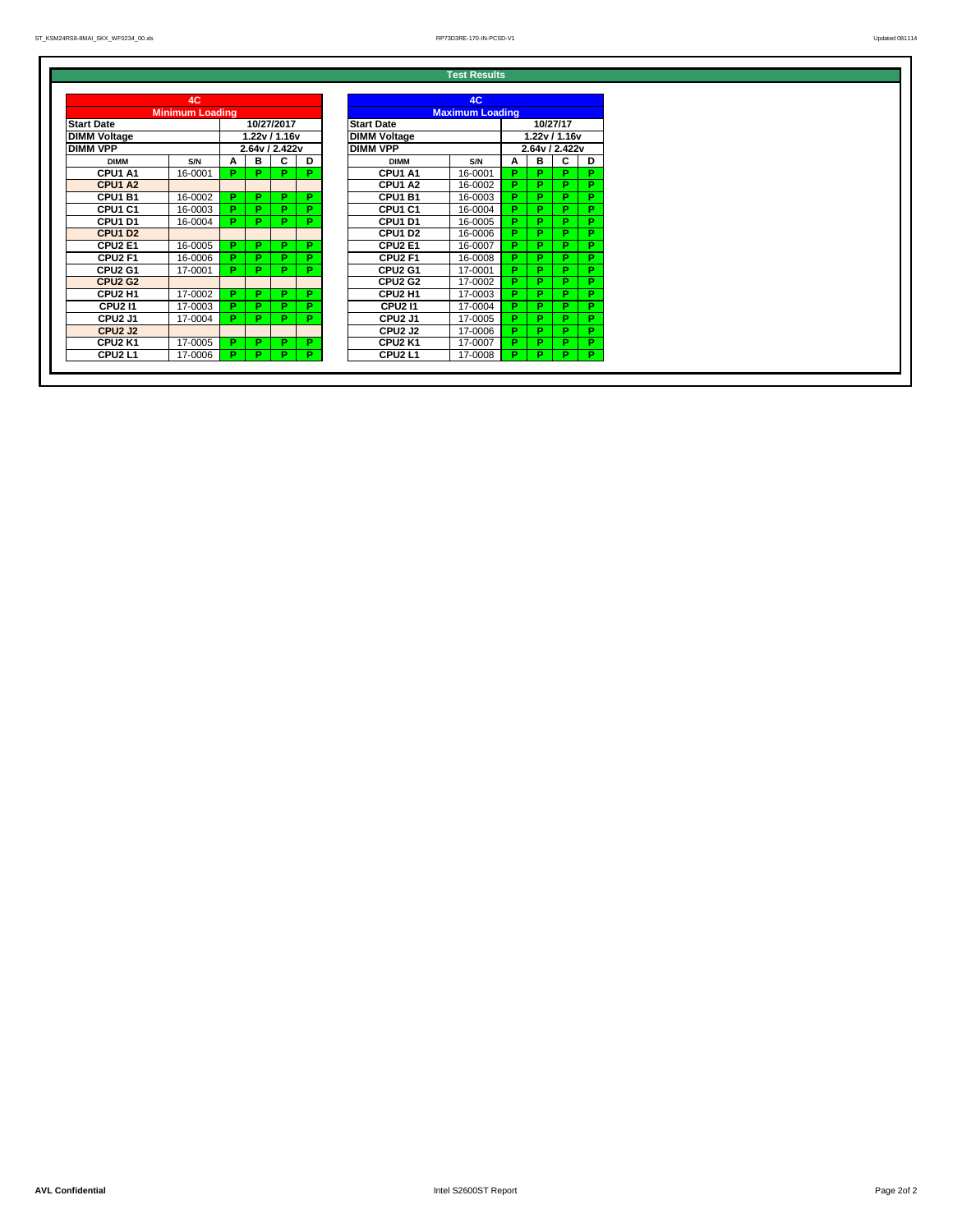## Test Results

| 4C Minimum Loading | | | | | |
|---|---|---|---|---|---|
| Start Date | | 10/27/2017 | | | |
| DIMM Voltage | | 1.22v / 1.16v | | | |
| DIMM VPP | | 2.64v / 2.422v | | | |
| DIMM | S/N | A | B | C | D |
| CPU1 A1 | 16-0001 | P | P | P | P |
| CPU1 A2 | | | | | |
| CPU1 B1 | 16-0002 | P | P | P | P |
| CPU1 C1 | 16-0003 | P | P | P | P |
| CPU1 D1 | 16-0004 | P | P | P | P |
| CPU1 D2 | | | | | |
| CPU2 E1 | 16-0005 | P | P | P | P |
| CPU2 F1 | 16-0006 | P | P | P | P |
| CPU2 G1 | 17-0001 | P | P | P | P |
| CPU2 G2 | | | | | |
| CPU2 H1 | 17-0002 | P | P | P | P |
| CPU2 I1 | 17-0003 | P | P | P | P |
| CPU2 J1 | 17-0004 | P | P | P | P |
| CPU2 J2 | | | | | |
| CPU2 K1 | 17-0005 | P | P | P | P |
| CPU2 L1 | 17-0006 | P | P | P | P |

| 4C Maximum Loading | | | | | |
|---|---|---|---|---|---|
| Start Date | | 10/27/17 | | | |
| DIMM Voltage | | 1.22v / 1.16v | | | |
| DIMM VPP | | 2.64v / 2.422v | | | |
| DIMM | S/N | A | B | C | D |
| CPU1 A1 | 16-0001 | P | P | P | P |
| CPU1 A2 | 16-0002 | P | P | P | P |
| CPU1 B1 | 16-0003 | P | P | P | P |
| CPU1 C1 | 16-0004 | P | P | P | P |
| CPU1 D1 | 16-0005 | P | P | P | P |
| CPU1 D2 | 16-0006 | P | P | P | P |
| CPU2 E1 | 16-0007 | P | P | P | P |
| CPU2 F1 | 16-0008 | P | P | P | P |
| CPU2 G1 | 17-0001 | P | P | P | P |
| CPU2 G2 | 17-0002 | P | P | P | P |
| CPU2 H1 | 17-0003 | P | P | P | P |
| CPU2 I1 | 17-0004 | P | P | P | P |
| CPU2 J1 | 17-0005 | P | P | P | P |
| CPU2 J2 | 17-0006 | P | P | P | P |
| CPU2 K1 | 17-0007 | P | P | P | P |
| CPU2 L1 | 17-0008 | P | P | P | P |